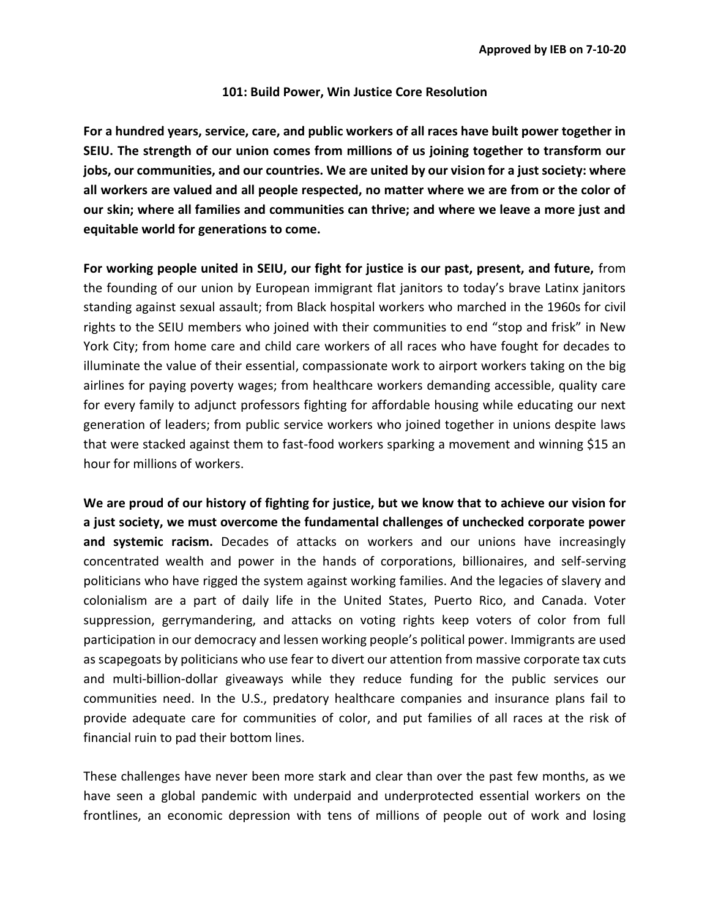**Approved by IEB on 7-10-20**

# 101: Build Power, Win Justice Core Resolution

**For a hundred years, service, care, and public workers of all races have built power together in SEIU. The strength of our union comes from millions of us joining together to transform our jobs, our communities, and our countries. We are united by our vision for a just society: where all workers are valued and all people respected, no matter where we are from or the color of our skin; where all families and communities can thrive; and where we leave a more just and equitable world for generations to come.**

**For working people united in SEIU, our fight for justice is our past, present, and future,** from the founding of our union by European immigrant flat janitors to today's brave Latinx janitors standing against sexual assault; from Black hospital workers who marched in the 1960s for civil rights to the SEIU members who joined with their communities to end "stop and frisk" in New York City; from home care and child care workers of all races who have fought for decades to illuminate the value of their essential, compassionate work to airport workers taking on the big airlines for paying poverty wages; from healthcare workers demanding accessible, quality care for every family to adjunct professors fighting for affordable housing while educating our next generation of leaders; from public service workers who joined together in unions despite laws that were stacked against them to fast-food workers sparking a movement and winning $15 an hour for millions of workers.

**We are proud of our history of fighting for justice, but we know that to achieve our vision for a just society, we must overcome the fundamental challenges of unchecked corporate power and systemic racism.** Decades of attacks on workers and our unions have increasingly concentrated wealth and power in the hands of corporations, billionaires, and self-serving politicians who have rigged the system against working families. And the legacies of slavery and colonialism are a part of daily life in the United States, Puerto Rico, and Canada. Voter suppression, gerrymandering, and attacks on voting rights keep voters of color from full participation in our democracy and lessen working people's political power. Immigrants are used as scapegoats by politicians who use fear to divert our attention from massive corporate tax cuts and multi-billion-dollar giveaways while they reduce funding for the public services our communities need. In the U.S., predatory healthcare companies and insurance plans fail to provide adequate care for communities of color, and put families of all races at the risk of financial ruin to pad their bottom lines.

These challenges have never been more stark and clear than over the past few months, as we have seen a global pandemic with underpaid and underprotected essential workers on the frontlines, an economic depression with tens of millions of people out of work and losing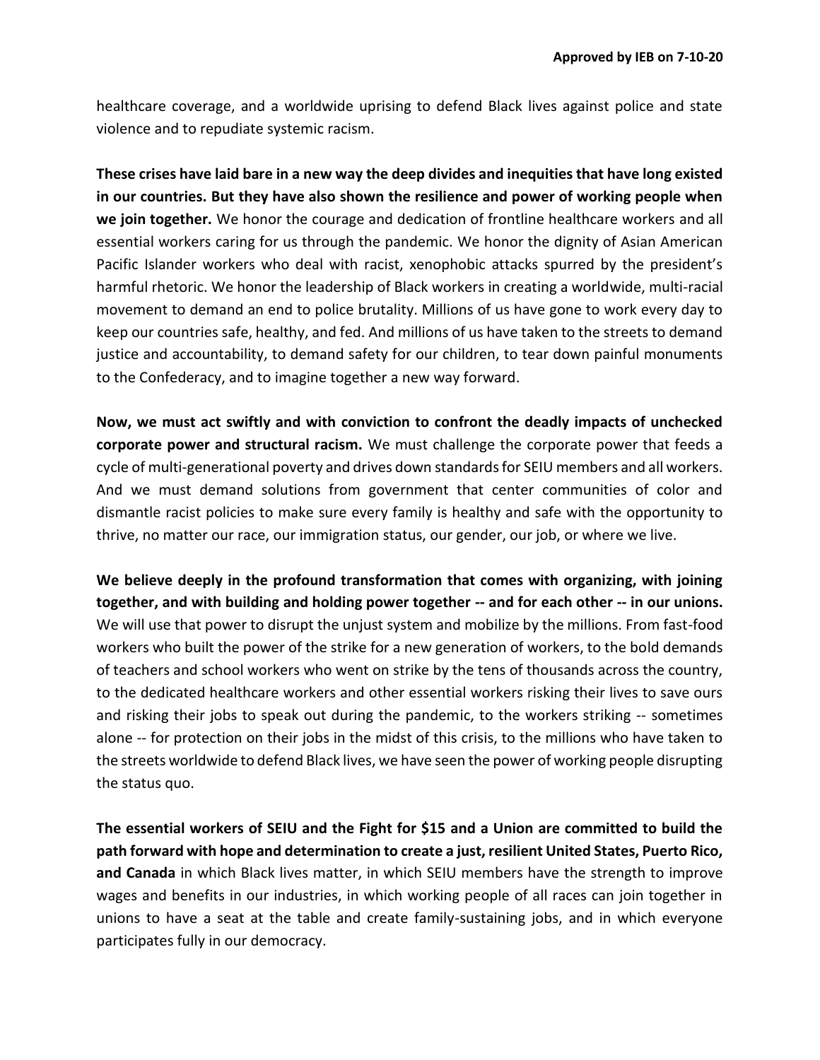healthcare coverage, and a worldwide uprising to defend Black lives against police and state violence and to repudiate systemic racism.

**These crises have laid bare in a new way the deep divides and inequities that have long existed in our countries. But they have also shown the resilience and power of working people when we join together.** We honor the courage and dedication of frontline healthcare workers and all essential workers caring for us through the pandemic. We honor the dignity of Asian American Pacific Islander workers who deal with racist, xenophobic attacks spurred by the president's harmful rhetoric. We honor the leadership of Black workers in creating a worldwide, multi-racial movement to demand an end to police brutality. Millions of us have gone to work every day to keep our countries safe, healthy, and fed. And millions of us have taken to the streets to demand justice and accountability, to demand safety for our children, to tear down painful monuments to the Confederacy, and to imagine together a new way forward.

**Now, we must act swiftly and with conviction to confront the deadly impacts of unchecked corporate power and structural racism.** We must challenge the corporate power that feeds a cycle of multi-generational poverty and drives down standards for SEIU members and all workers. And we must demand solutions from government that center communities of color and dismantle racist policies to make sure every family is healthy and safe with the opportunity to thrive, no matter our race, our immigration status, our gender, our job, or where we live.

**We believe deeply in the profound transformation that comes with organizing, with joining together, and with building and holding power together -- and for each other -- in our unions.** We will use that power to disrupt the unjust system and mobilize by the millions. From fast-food workers who built the power of the strike for a new generation of workers, to the bold demands of teachers and school workers who went on strike by the tens of thousands across the country, to the dedicated healthcare workers and other essential workers risking their lives to save ours and risking their jobs to speak out during the pandemic, to the workers striking -- sometimes alone -- for protection on their jobs in the midst of this crisis, to the millions who have taken to the streets worldwide to defend Black lives, we have seen the power of working people disrupting the status quo.

**The essential workers of SEIU and the Fight for $15 and a Union are committed to build the path forward with hope and determination to create a just, resilient United States, Puerto Rico, and Canada** in which Black lives matter, in which SEIU members have the strength to improve wages and benefits in our industries, in which working people of all races can join together in unions to have a seat at the table and create family-sustaining jobs, and in which everyone participates fully in our democracy.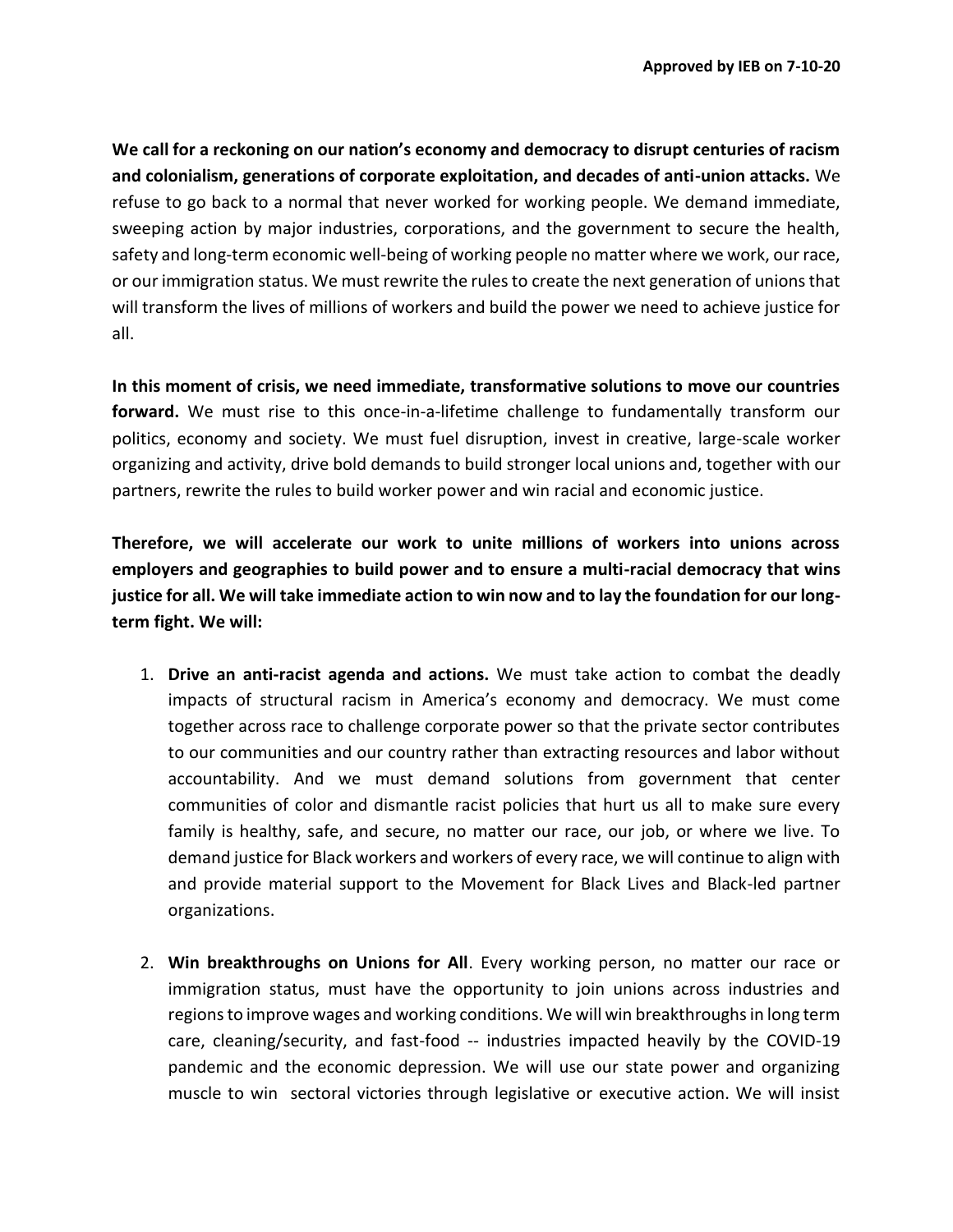**Approved by IEB on 7-10-20**

**We call for a reckoning on our nation's economy and democracy to disrupt centuries of racism and colonialism, generations of corporate exploitation, and decades of anti-union attacks.** We refuse to go back to a normal that never worked for working people. We demand immediate, sweeping action by major industries, corporations, and the government to secure the health, safety and long-term economic well-being of working people no matter where we work, our race, or our immigration status. We must rewrite the rules to create the next generation of unions that will transform the lives of millions of workers and build the power we need to achieve justice for all.

**In this moment of crisis, we need immediate, transformative solutions to move our countries forward.** We must rise to this once-in-a-lifetime challenge to fundamentally transform our politics, economy and society. We must fuel disruption, invest in creative, large-scale worker organizing and activity, drive bold demands to build stronger local unions and, together with our partners, rewrite the rules to build worker power and win racial and economic justice.

**Therefore, we will accelerate our work to unite millions of workers into unions across employers and geographies to build power and to ensure a multi-racial democracy that wins justice for all. We will take immediate action to win now and to lay the foundation for our long-term fight. We will:**

1. **Drive an anti-racist agenda and actions.** We must take action to combat the deadly impacts of structural racism in America's economy and democracy. We must come together across race to challenge corporate power so that the private sector contributes to our communities and our country rather than extracting resources and labor without accountability. And we must demand solutions from government that center communities of color and dismantle racist policies that hurt us all to make sure every family is healthy, safe, and secure, no matter our race, our job, or where we live. To demand justice for Black workers and workers of every race, we will continue to align with and provide material support to the Movement for Black Lives and Black-led partner organizations.

2. **Win breakthroughs on Unions for All**. Every working person, no matter our race or immigration status, must have the opportunity to join unions across industries and regions to improve wages and working conditions. We will win breakthroughs in long term care, cleaning/security, and fast-food -- industries impacted heavily by the COVID-19 pandemic and the economic depression. We will use our state power and organizing muscle to win sectoral victories through legislative or executive action. We will insist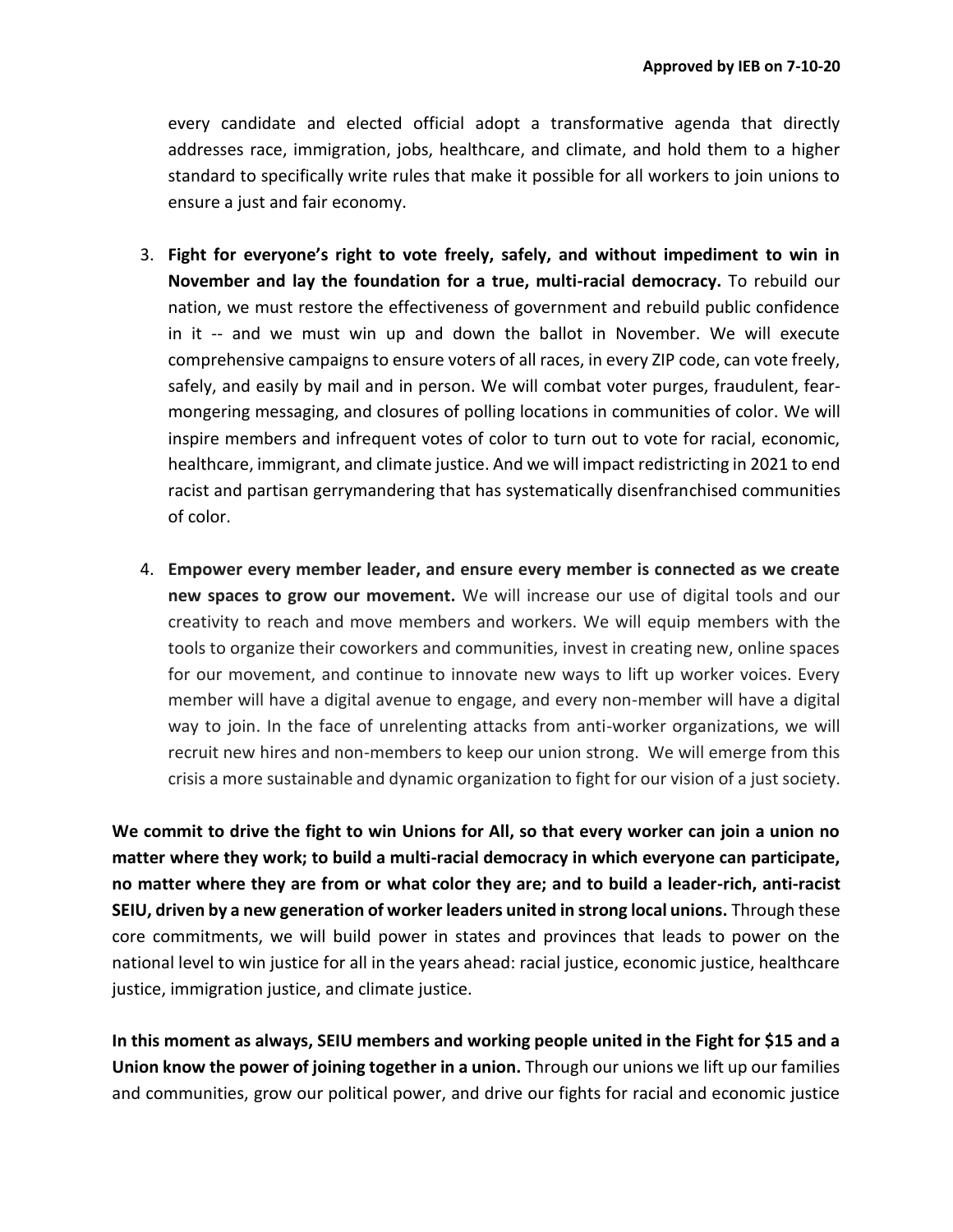every candidate and elected official adopt a transformative agenda that directly addresses race, immigration, jobs, healthcare, and climate, and hold them to a higher standard to specifically write rules that make it possible for all workers to join unions to ensure a just and fair economy.

3. **Fight for everyone's right to vote freely, safely, and without impediment to win in November and lay the foundation for a true, multi-racial democracy.** To rebuild our nation, we must restore the effectiveness of government and rebuild public confidence in it -- and we must win up and down the ballot in November. We will execute comprehensive campaigns to ensure voters of all races, in every ZIP code, can vote freely, safely, and easily by mail and in person. We will combat voter purges, fraudulent, fear-mongering messaging, and closures of polling locations in communities of color. We will inspire members and infrequent votes of color to turn out to vote for racial, economic, healthcare, immigrant, and climate justice. And we will impact redistricting in 2021 to end racist and partisan gerrymandering that has systematically disenfranchised communities of color.

4. **Empower every member leader, and ensure every member is connected as we create new spaces to grow our movement.** We will increase our use of digital tools and our creativity to reach and move members and workers. We will equip members with the tools to organize their coworkers and communities, invest in creating new, online spaces for our movement, and continue to innovate new ways to lift up worker voices. Every member will have a digital avenue to engage, and every non-member will have a digital way to join. In the face of unrelenting attacks from anti-worker organizations, we will recruit new hires and non-members to keep our union strong. We will emerge from this crisis a more sustainable and dynamic organization to fight for our vision of a just society.

**We commit to drive the fight to win Unions for All, so that every worker can join a union no matter where they work; to build a multi-racial democracy in which everyone can participate, no matter where they are from or what color they are; and to build a leader-rich, anti-racist SEIU, driven by a new generation of worker leaders united in strong local unions.** Through these core commitments, we will build power in states and provinces that leads to power on the national level to win justice for all in the years ahead: racial justice, economic justice, healthcare justice, immigration justice, and climate justice.

**In this moment as always, SEIU members and working people united in the Fight for $15 and a Union know the power of joining together in a union.** Through our unions we lift up our families and communities, grow our political power, and drive our fights for racial and economic justice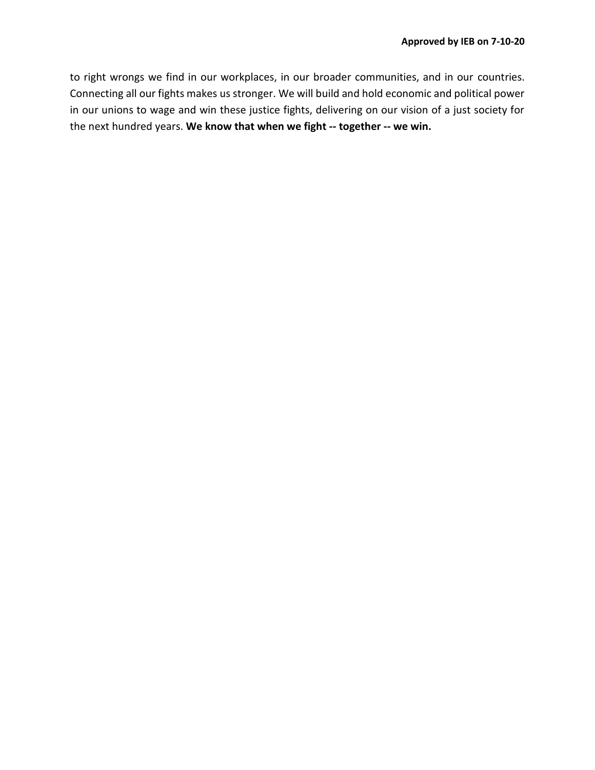to right wrongs we find in our workplaces, in our broader communities, and in our countries. Connecting all our fights makes us stronger. We will build and hold economic and political power in our unions to wage and win these justice fights, delivering on our vision of a just society for the next hundred years. **We know that when we fight -- together -- we win.**